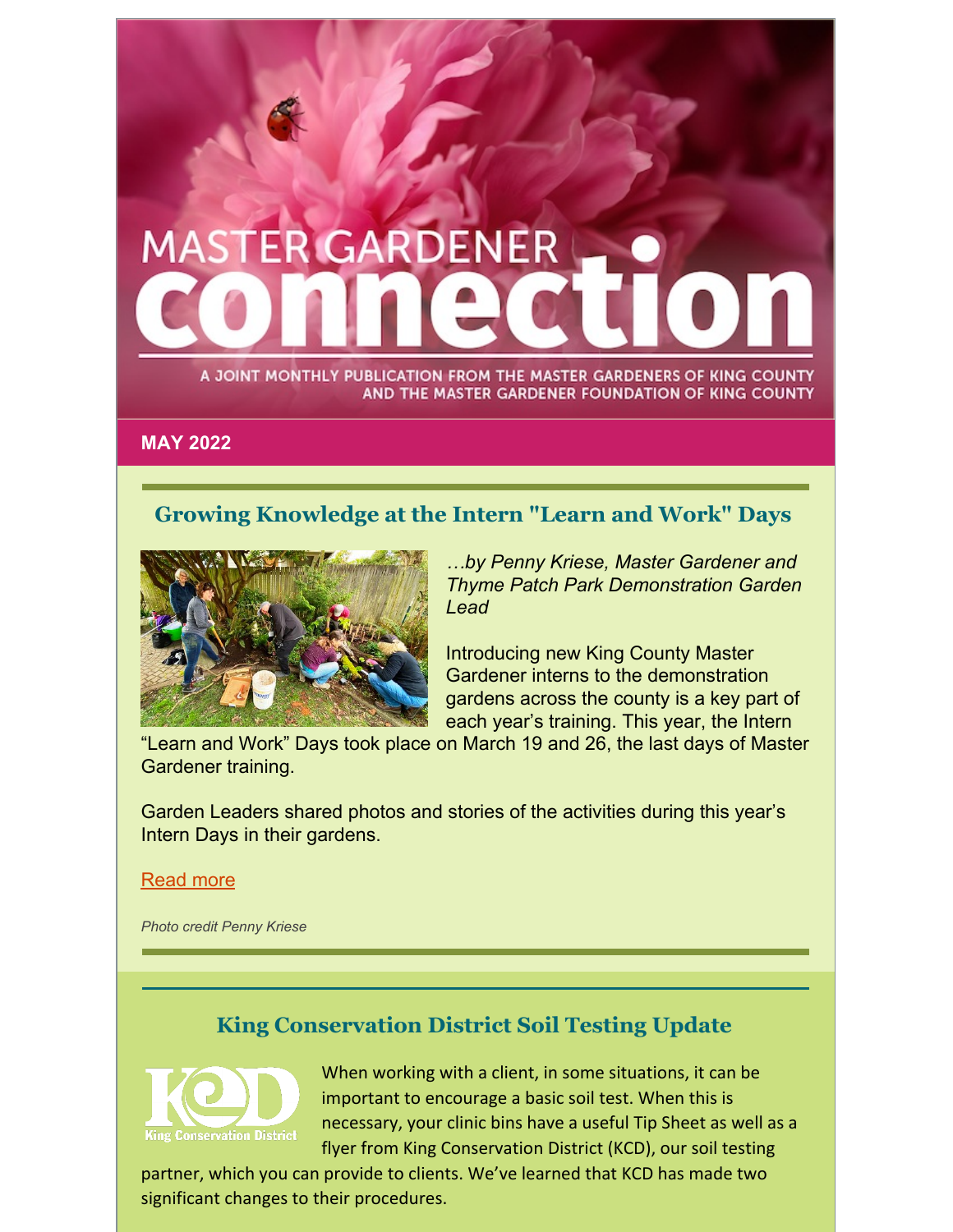# MASTER GARDENER connection

A JOINT MONTHLY PUBLICATION FROM THE MASTER GARDENERS OF KING COUNTY AND THE MASTER GARDENER FOUNDATION OF KING COUNTY

**MAY 2022**

## Growing Knowledge at the Intern "Learn and Work" Days

*…by Penny Kriese, Master Gardener and Thyme Patch Park Demonstration Garden Lead*

Introducing new King County Master Gardener interns to the demonstration gardens across the county is a key part of each year's training. This year, the Intern "Learn and Work" Days took place on March 19 and 26, the last days of Master Gardener training.

Garden Leaders shared photos and stories of the activities during this year's Intern Days in their gardens.

Read more

*Photo credit Penny Kriese*

## King Conservation District Soil Testing Update

When working with a client, in some situations, it can be important to encourage a basic soil test. When this is necessary, your clinic bins have a useful Tip Sheet as well as a flyer from King Conservation District (KCD), our soil testing partner, which you can provide to clients. We've learned that KCD has made two significant changes to their procedures.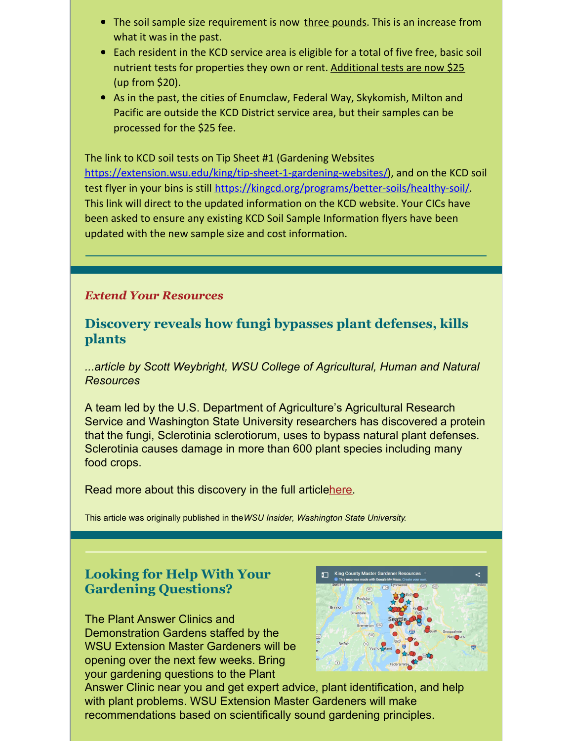- The soil sample size requirement is now three pounds. This is an increase from what it was in the past.
- Each resident in the KCD service area is eligible for a total of five free, basic soil nutrient tests for properties they own or rent. Additional tests are now $25 (up from $20).
- As in the past, the cities of Enumclaw, Federal Way, Skykomish, Milton and Pacific are outside the KCD District service area, but their samples can be processed for the $25 fee.

The link to KCD soil tests on Tip Sheet #1 (Gardening Websites https://extension.wsu.edu/king/tip-sheet-1-gardening-websites/), and on the KCD soil test flyer in your bins is still https://kingcd.org/programs/better-soils/healthy-soil/. This link will direct to the updated information on the KCD website. Your CICs have been asked to ensure any existing KCD Soil Sample Information flyers have been updated with the new sample size and cost information.

---

***Extend Your Resources***

## Discovery reveals how fungi bypasses plant defenses, kills plants

*...article by Scott Weybright, WSU College of Agricultural, Human and Natural Resources*

A team led by the U.S. Department of Agriculture's Agricultural Research Service and Washington State University researchers has discovered a protein that the fungi, Sclerotinia sclerotiorum, uses to bypass natural plant defenses. Sclerotinia causes damage in more than 600 plant species including many food crops.

Read more about this discovery in the full articlehere.

This article was originally published in the*WSU Insider, Washington State University.*

---

## Looking for Help With Your Gardening Questions?

The Plant Answer Clinics and Demonstration Gardens staffed by the WSU Extension Master Gardeners will be opening over the next few weeks. Bring your gardening questions to the Plant Answer Clinic near you and get expert advice, plant identification, and help with plant problems. WSU Extension Master Gardeners will make recommendations based on scientifically sound gardening principles.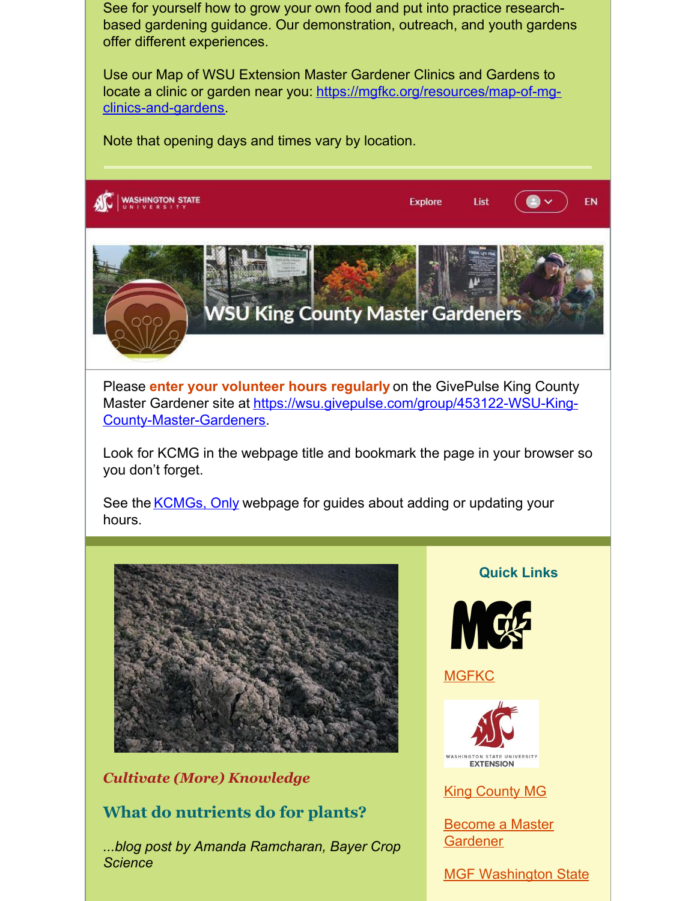See for yourself how to grow your own food and put into practice research-based gardening guidance. Our demonstration, outreach, and youth gardens offer different experiences.

Use our Map of WSU Extension Master Gardener Clinics and Gardens to locate a clinic or garden near you: [https://mgfkc.org/resources/map-of-mg-clinics-and-gardens](https://mgfkc.org/resources/map-of-mg-clinics-and-gardens).

Note that opening days and times vary by location.

---

Please **enter your volunteer hours regularly** on the GivePulse King County Master Gardener site at [https://wsu.givepulse.com/group/453122-WSU-King-County-Master-Gardeners](https://wsu.givepulse.com/group/453122-WSU-King-County-Master-Gardeners).

Look for KCMG in the webpage title and bookmark the page in your browser so you don't forget.

See the [KCMGs, Only](#) webpage for guides about adding or updating your hours.

---

***Cultivate (More) Knowledge***

## What do nutrients do for plants?

*...blog post by Amanda Ramcharan, Bayer Crop Science*

### Quick Links

[MGFKC](#)

[King County MG](#)

[Become a Master Gardener](#)

[MGF Washington State](#)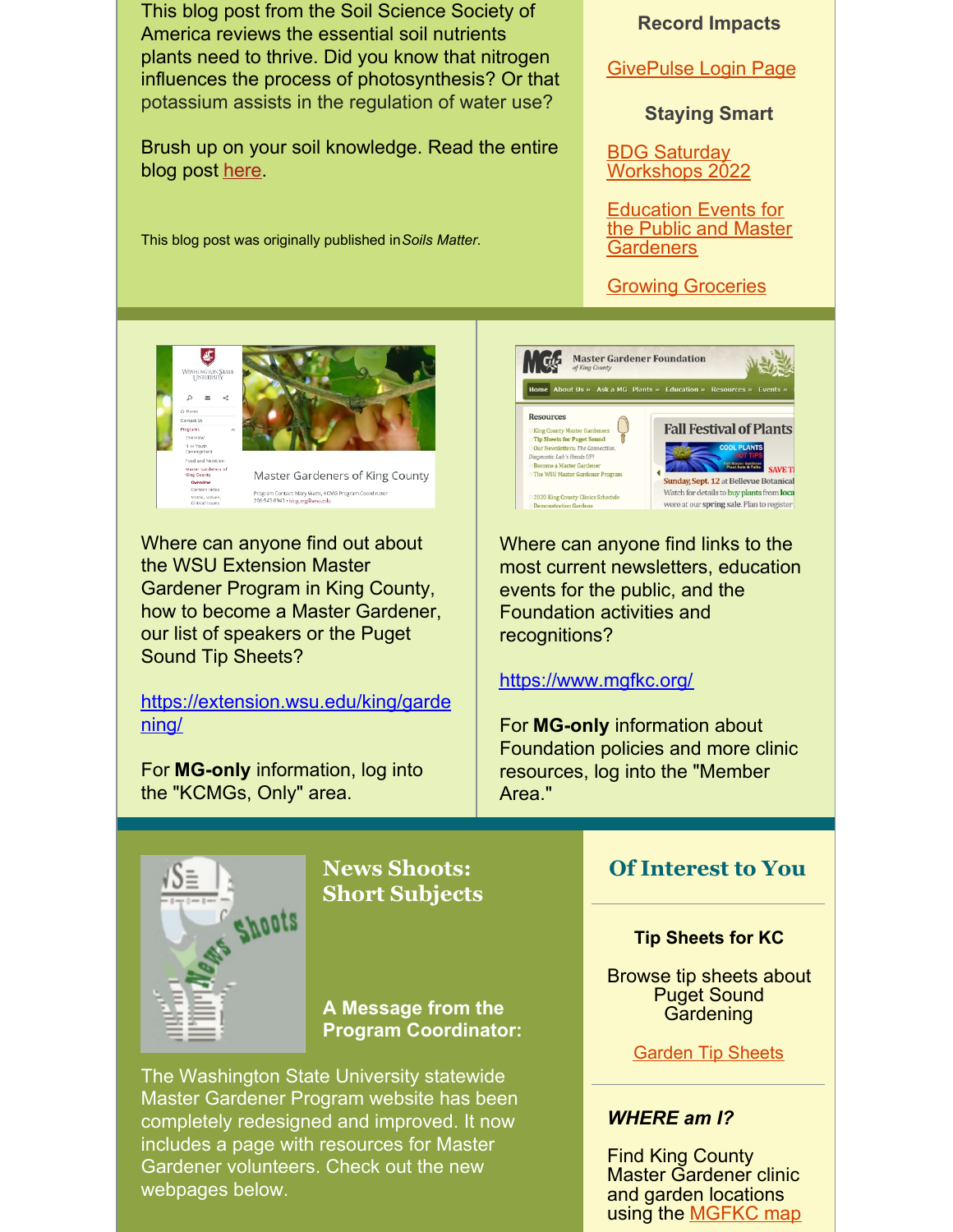This blog post from the Soil Science Society of America reviews the essential soil nutrients plants need to thrive. Did you know that nitrogen influences the process of photosynthesis? Or that potassium assists in the regulation of water use?

Brush up on your soil knowledge. Read the entire blog post here.

This blog post was originally published in *Soils Matter.*

**Record Impacts**

GivePulse Login Page

**Staying Smart**

BDG Saturday Workshops 2022

Education Events for the Public and Master Gardeners

Growing Groceries

Where can anyone find out about the WSU Extension Master Gardener Program in King County, how to become a Master Gardener, our list of speakers or the Puget Sound Tip Sheets?

https://extension.wsu.edu/king/gardening/

For **MG-only** information, log into the "KCMGs, Only" area.

Where can anyone find links to the most current newsletters, education events for the public, and the Foundation activities and recognitions?

https://www.mgfkc.org/

For **MG-only** information about Foundation policies and more clinic resources, log into the "Member Area."

## News Shoots: Short Subjects

### A Message from the Program Coordinator:

The Washington State University statewide Master Gardener Program website has been completely redesigned and improved. It now includes a page with resources for Master Gardener volunteers. Check out the new webpages below.

## Of Interest to You

**Tip Sheets for KC**

Browse tip sheets about Puget Sound Gardening

Garden Tip Sheets

***WHERE am I?***

Find King County Master Gardener clinic and garden locations using the MGFKC map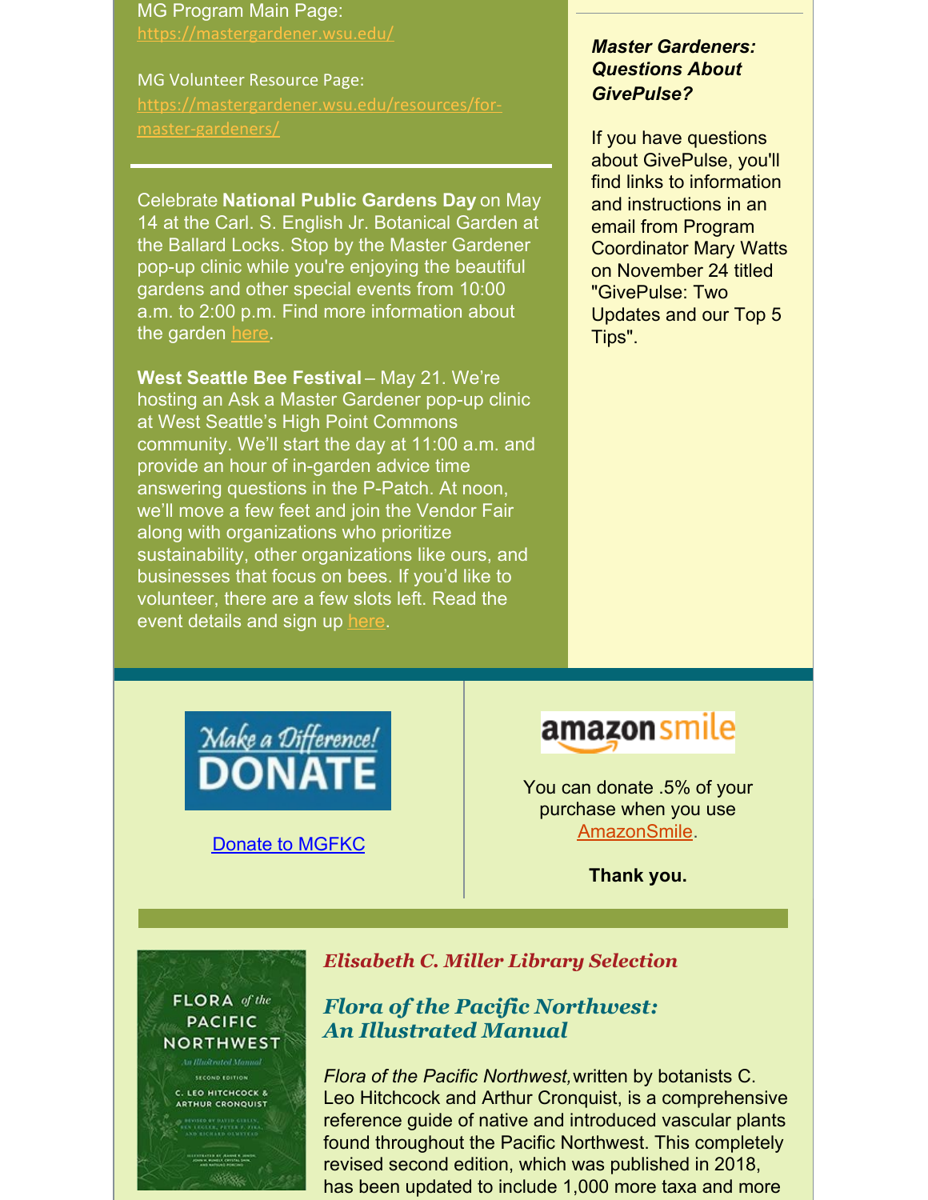MG Program Main Page:
https://mastergardener.wsu.edu/

MG Volunteer Resource Page:
https://mastergardener.wsu.edu/resources/for-master-gardeners/

---

Celebrate **National Public Gardens Day** on May 14 at the Carl. S. English Jr. Botanical Garden at the Ballard Locks. Stop by the Master Gardener pop-up clinic while you're enjoying the beautiful gardens and other special events from 10:00 a.m. to 2:00 p.m. Find more information about the garden here.

**West Seattle Bee Festival** – May 21. We're hosting an Ask a Master Gardener pop-up clinic at West Seattle's High Point Commons community. We'll start the day at 11:00 a.m. and provide an hour of in-garden advice time answering questions in the P-Patch. At noon, we'll move a few feet and join the Vendor Fair along with organizations who prioritize sustainability, other organizations like ours, and businesses that focus on bees. If you'd like to volunteer, there are a few slots left. Read the event details and sign up here.

***Master Gardeners: Questions About GivePulse?***

If you have questions about GivePulse, you'll find links to information and instructions in an email from Program Coordinator Mary Watts on November 24 titled "GivePulse: Two Updates and our Top 5 Tips".

Make a Difference! DONATE

Donate to MGFKC

amazonsmile

You can donate .5% of your purchase when you use AmazonSmile.

**Thank you.**

***Elisabeth C. Miller Library Selection***

## *Flora of the Pacific Northwest: An Illustrated Manual*

*Flora of the Pacific Northwest,* written by botanists C. Leo Hitchcock and Arthur Cronquist, is a comprehensive reference guide of native and introduced vascular plants found throughout the Pacific Northwest. This completely revised second edition, which was published in 2018, has been updated to include 1,000 more taxa and more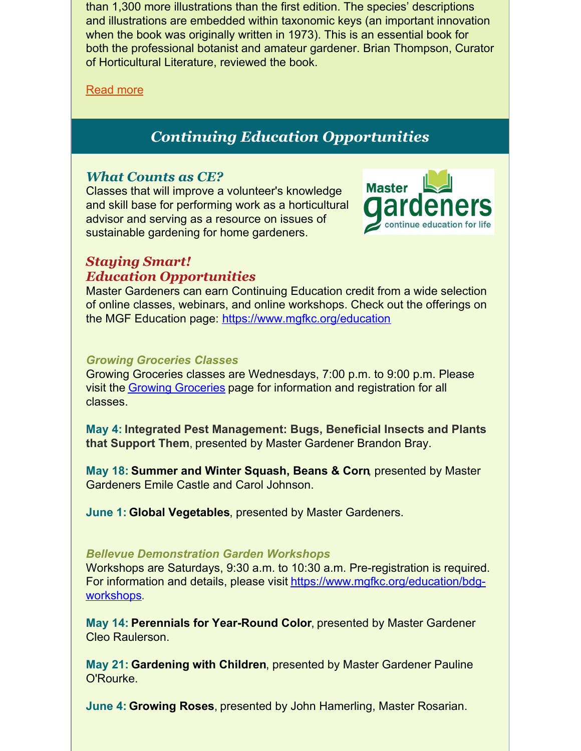than 1,300 more illustrations than the first edition. The species' descriptions and illustrations are embedded within taxonomic keys (an important innovation when the book was originally written in 1973). This is an essential book for both the professional botanist and amateur gardener. Brian Thompson, Curator of Horticultural Literature, reviewed the book.

Read more

## *Continuing Education Opportunities*

### *What Counts as CE?*

Classes that will improve a volunteer's knowledge and skill base for performing work as a horticultural advisor and serving as a resource on issues of sustainable gardening for home gardeners.

Master gardeners continue education for life

### *Staying Smart! Education Opportunities*

Master Gardeners can earn Continuing Education credit from a wide selection of online classes, webinars, and online workshops. Check out the offerings on the MGF Education page: https://www.mgfkc.org/education

#### *Growing Groceries Classes*

Growing Groceries classes are Wednesdays, 7:00 p.m. to 9:00 p.m. Please visit the Growing Groceries page for information and registration for all classes.

**May 4: Integrated Pest Management: Bugs, Beneficial Insects and Plants that Support Them**, presented by Master Gardener Brandon Bray.

**May 18: Summer and Winter Squash, Beans & Corn**, presented by Master Gardeners Emile Castle and Carol Johnson.

**June 1: Global Vegetables**, presented by Master Gardeners.

#### *Bellevue Demonstration Garden Workshops*

Workshops are Saturdays, 9:30 a.m. to 10:30 a.m. Pre-registration is required. For information and details, please visit https://www.mgfkc.org/education/bdg-workshops.

**May 14: Perennials for Year-Round Color**, presented by Master Gardener Cleo Raulerson.

**May 21: Gardening with Children**, presented by Master Gardener Pauline O'Rourke.

**June 4: Growing Roses**, presented by John Hamerling, Master Rosarian.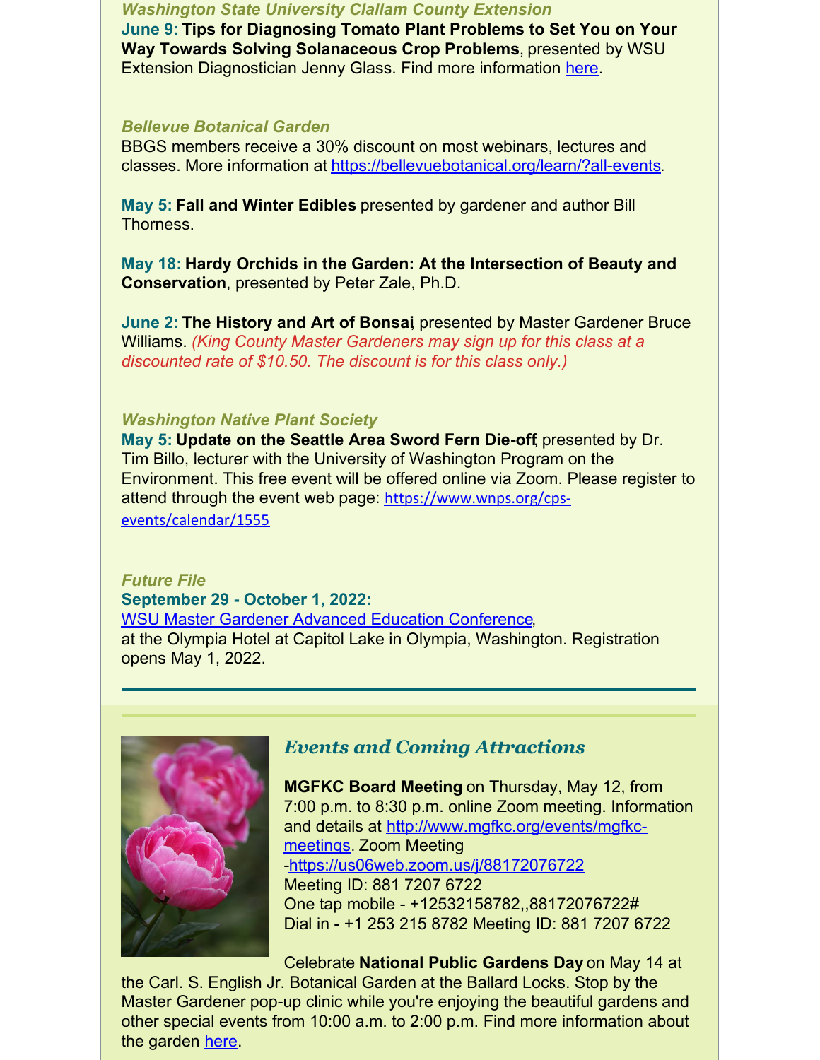*Washington State University Clallam County Extension*

**June 9: Tips for Diagnosing Tomato Plant Problems to Set You on Your Way Towards Solving Solanaceous Crop Problems**, presented by WSU Extension Diagnostician Jenny Glass. Find more information here.

*Bellevue Botanical Garden*

BBGS members receive a 30% discount on most webinars, lectures and classes. More information at https://bellevuebotanical.org/learn/?all-events.

**May 5: Fall and Winter Edibles** presented by gardener and author Bill Thorness.

**May 18: Hardy Orchids in the Garden: At the Intersection of Beauty and Conservation**, presented by Peter Zale, Ph.D.

**June 2: The History and Art of Bonsai**, presented by Master Gardener Bruce Williams. *(King County Master Gardeners may sign up for this class at a discounted rate of $10.50. The discount is for this class only.)*

*Washington Native Plant Society*

**May 5: Update on the Seattle Area Sword Fern Die-off**, presented by Dr. Tim Billo, lecturer with the University of Washington Program on the Environment. This free event will be offered online via Zoom. Please register to attend through the event web page: https://www.wnps.org/cps-events/calendar/1555

*Future File*

**September 29 - October 1, 2022:**
WSU Master Gardener Advanced Education Conference,
at the Olympia Hotel at Capitol Lake in Olympia, Washington. Registration opens May 1, 2022.

---

## *Events and Coming Attractions*

**MGFKC Board Meeting** on Thursday, May 12, from 7:00 p.m. to 8:30 p.m. online Zoom meeting. Information and details at http://www.mgfkc.org/events/mgfkc-meetings. Zoom Meeting -https://us06web.zoom.us/j/88172076722
Meeting ID: 881 7207 6722
One tap mobile - +12532158782,,88172076722#
Dial in - +1 253 215 8782 Meeting ID: 881 7207 6722

Celebrate **National Public Gardens Day** on May 14 at the Carl. S. English Jr. Botanical Garden at the Ballard Locks. Stop by the Master Gardener pop-up clinic while you're enjoying the beautiful gardens and other special events from 10:00 a.m. to 2:00 p.m. Find more information about the garden here.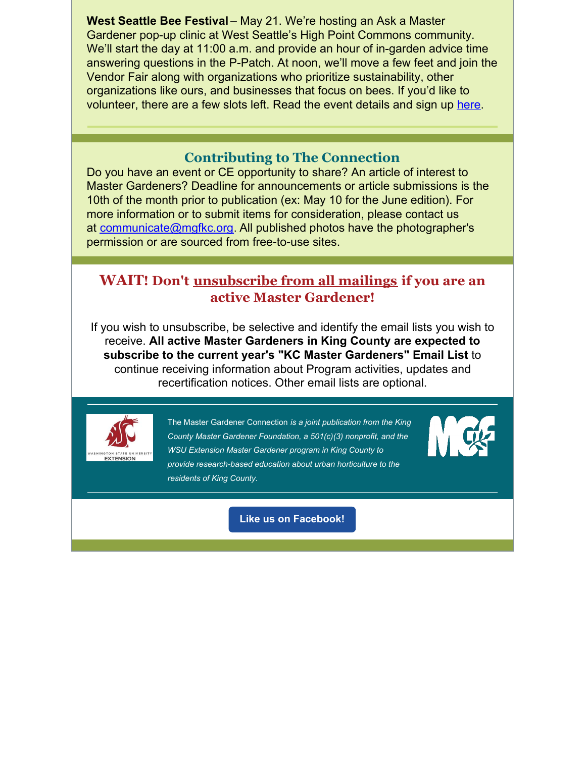**West Seattle Bee Festival** – May 21. We're hosting an Ask a Master Gardener pop-up clinic at West Seattle's High Point Commons community. We'll start the day at 11:00 a.m. and provide an hour of in-garden advice time answering questions in the P-Patch. At noon, we'll move a few feet and join the Vendor Fair along with organizations who prioritize sustainability, other organizations like ours, and businesses that focus on bees. If you'd like to volunteer, there are a few slots left. Read the event details and sign up here.

## Contributing to The Connection

Do you have an event or CE opportunity to share? An article of interest to Master Gardeners? Deadline for announcements or article submissions is the 10th of the month prior to publication (ex: May 10 for the June edition). For more information or to submit items for consideration, please contact us at communicate@mgfkc.org. All published photos have the photographer's permission or are sourced from free-to-use sites.

## WAIT! Don't unsubscribe from all mailings if you are an active Master Gardener!

If you wish to unsubscribe, be selective and identify the email lists you wish to receive. **All active Master Gardeners in King County are expected to subscribe to the current year's "KC Master Gardeners" Email List** to continue receiving information about Program activities, updates and recertification notices. Other email lists are optional.

The Master Gardener Connection *is a joint publication from the King County Master Gardener Foundation, a 501(c)(3) nonprofit, and the WSU Extension Master Gardener program in King County to provide research-based education about urban horticulture to the residents of King County.*

Like us on Facebook!